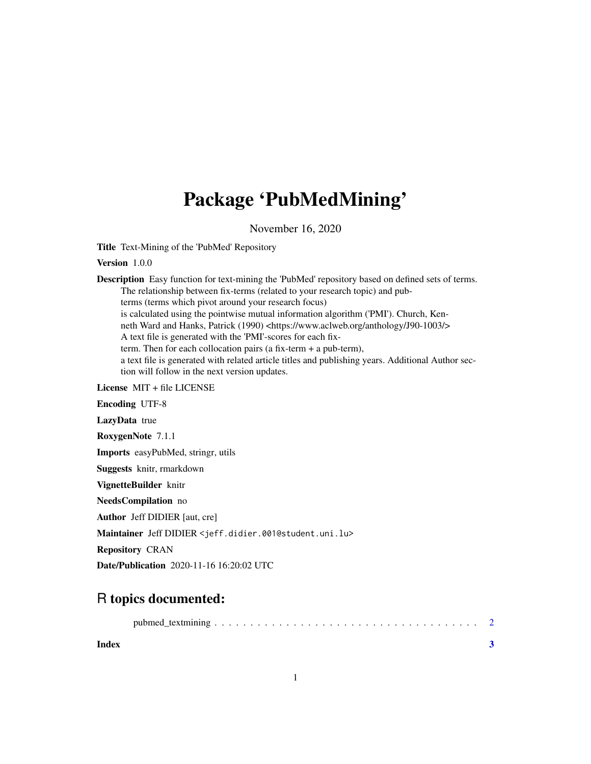# Package 'PubMedMining'

November 16, 2020

**Title** Text-Mining of the 'PubMed' Repository

**Version** 1.0.0

**Description** Easy function for text-mining the 'PubMed' repository based on defined sets of terms. The relationship between fix-terms (related to your research topic) and pub-terms (terms which pivot around your research focus) is calculated using the pointwise mutual information algorithm ('PMI'). Church, Kenneth Ward and Hanks, Patrick (1990) <https://www.aclweb.org/anthology/J90-1003/> A text file is generated with the 'PMI'-scores for each fix-term. Then for each collocation pairs (a fix-term + a pub-term), a text file is generated with related article titles and publishing years. Additional Author section will follow in the next version updates.

**License** MIT + file LICENSE

**Encoding** UTF-8

**LazyData** true

**RoxygenNote** 7.1.1

**Imports** easyPubMed, stringr, utils

**Suggests** knitr, rmarkdown

**VignetteBuilder** knitr

**NeedsCompilation** no

**Author** Jeff DIDIER [aut, cre]

**Maintainer** Jeff DIDIER <jeff.didier.001@student.uni.lu>

**Repository** CRAN

**Date/Publication** 2020-11-16 16:20:02 UTC

## R topics documented:

pubmed_textmining . . . . . . . . . . . . . . . . . . . . . . . . . . . . . . . . . . . . 2

**Index** **3**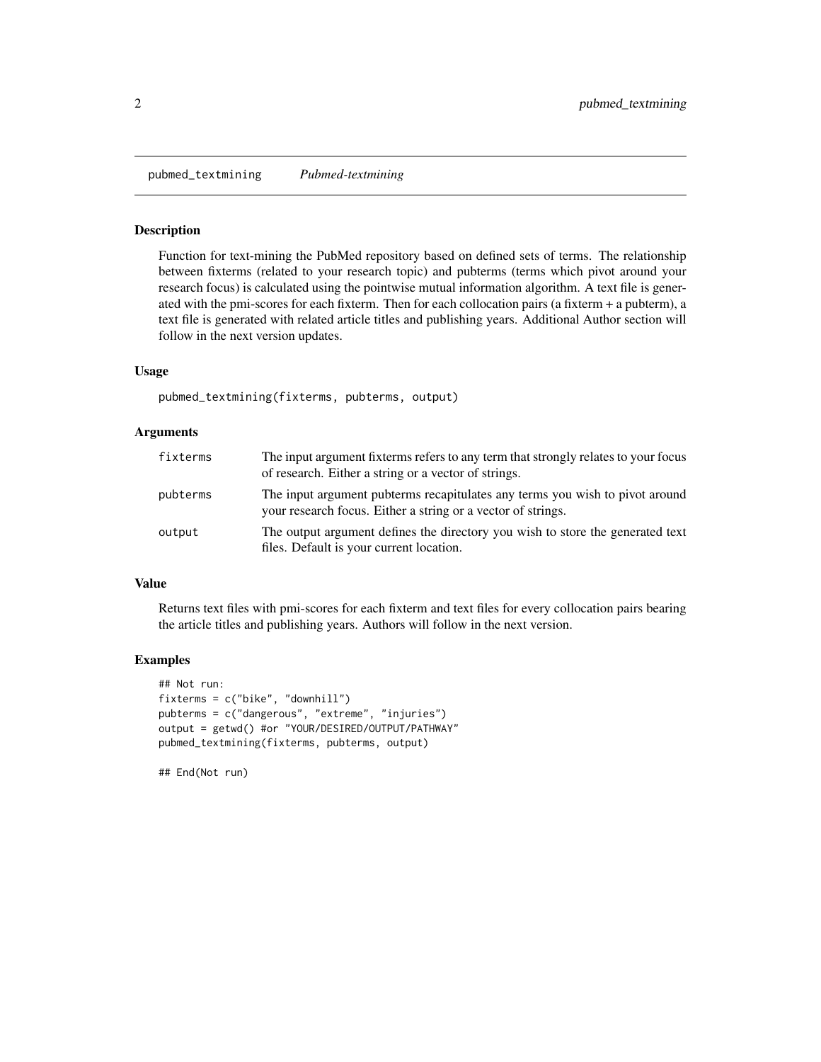## pubmed_textmining *Pubmed-textmining*

### Description

Function for text-mining the PubMed repository based on defined sets of terms. The relationship between fixterms (related to your research topic) and pubterms (terms which pivot around your research focus) is calculated using the pointwise mutual information algorithm. A text file is generated with the pmi-scores for each fixterm. Then for each collocation pairs (a fixterm + a pubterm), a text file is generated with related article titles and publishing years. Additional Author section will follow in the next version updates.

### Usage

```
pubmed_textmining(fixterms, pubterms, output)
```

### Arguments

| | |
|---|---|
| fixterms | The input argument fixterms refers to any term that strongly relates to your focus of research. Either a string or a vector of strings. |
| pubterms | The input argument pubterms recapitulates any terms you wish to pivot around your research focus. Either a string or a vector of strings. |
| output | The output argument defines the directory you wish to store the generated text files. Default is your current location. |

### Value

Returns text files with pmi-scores for each fixterm and text files for every collocation pairs bearing the article titles and publishing years. Authors will follow in the next version.

### Examples

```
## Not run:
fixterms = c("bike", "downhill")
pubterms = c("dangerous", "extreme", "injuries")
output = getwd() #or "YOUR/DESIRED/OUTPUT/PATHWAY"
pubmed_textmining(fixterms, pubterms, output)

## End(Not run)
```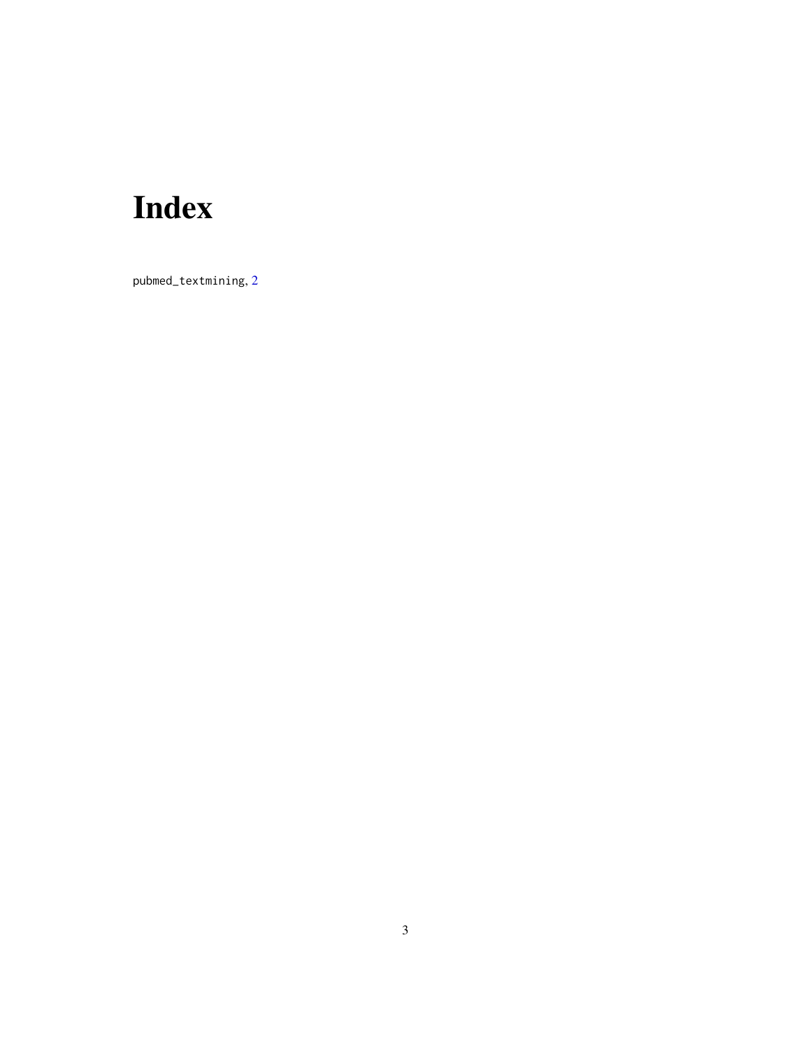# Index

pubmed_textmining, 2